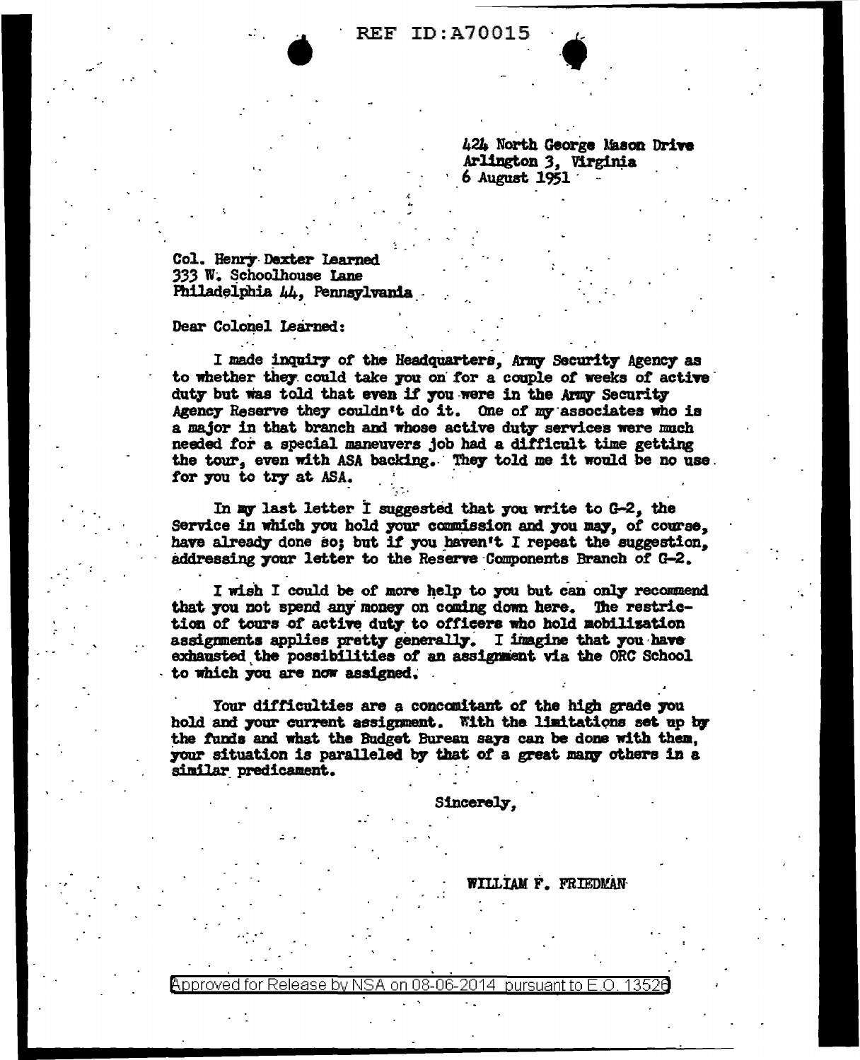424 North George Mason Drive
Arlington 3, Virginia
6 August 1951

Col. Henry Dexter Learned
333 W. Schoolhouse Lane
Philadelphia 44, Pennsylvania

Dear Colonel Learned:

I made inquiry of the Headquarters, Army Security Agency as to whether they could take you on for a couple of weeks of active duty but was told that even if you were in the Army Security Agency Reserve they couldn't do it. One of my associates who is a major in that branch and whose active duty services were much needed for a special maneuvers job had a difficult time getting the tour, even with ASA backing. They told me it would be no use for you to try at ASA.

In my last letter I suggested that you write to G-2, the Service in which you hold your commission and you may, of course, have already done so; but if you haven't I repeat the suggestion, addressing your letter to the Reserve Components Branch of G-2.

I wish I could be of more help to you but can only recommend that you not spend any money on coming down here. The restriction of tours of active duty to officers who hold mobilization assignments applies pretty generally. I imagine that you have exhausted the possibilities of an assignment via the ORC School to which you are now assigned.

Your difficulties are a concomitant of the high grade you hold and your current assignment. With the limitations set up by the funds and what the Budget Bureau says can be done with them, your situation is paralleled by that of a great many others in a similar predicament.

Sincerely,

WILLIAM F. FRIEDMAN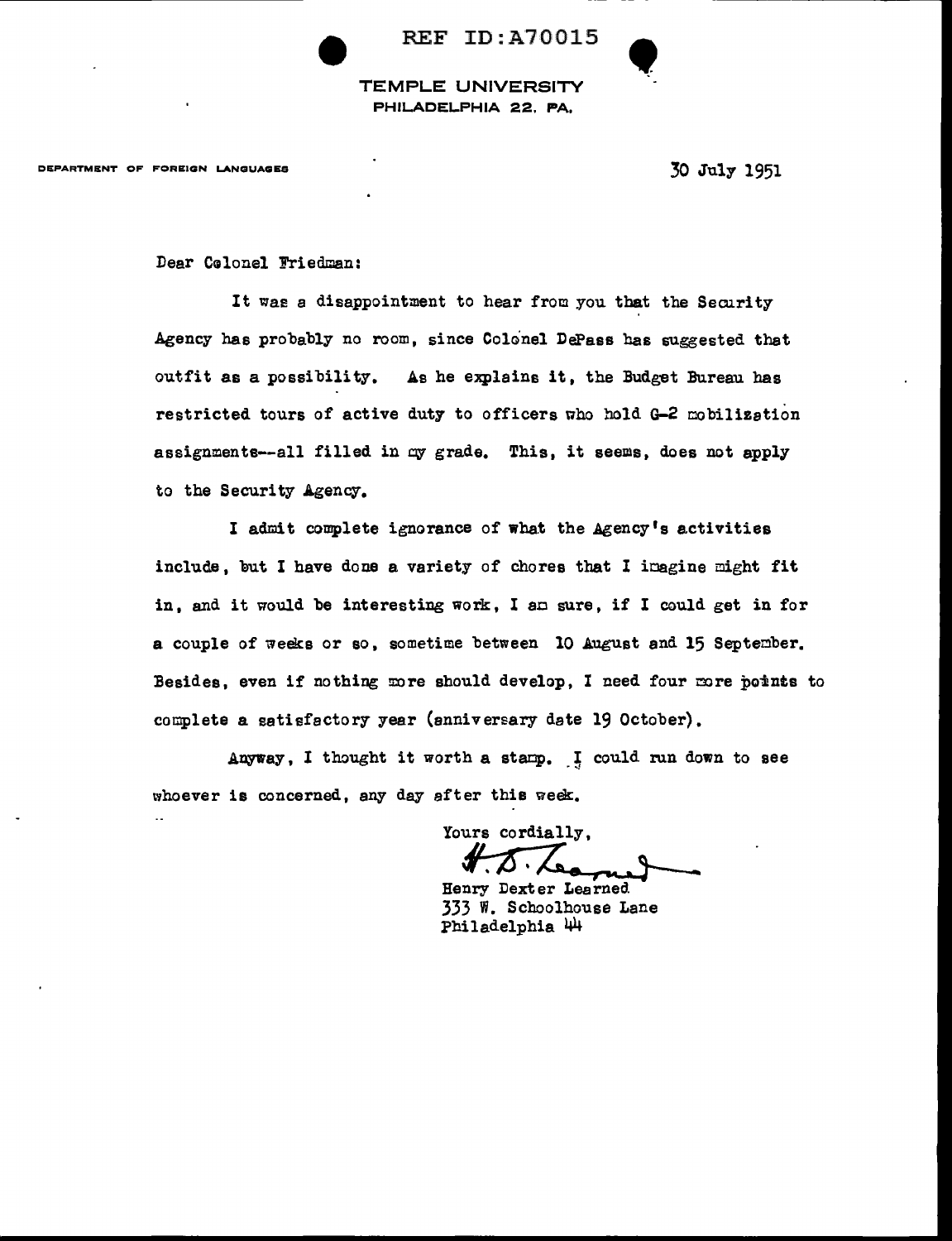REF ID:A70015

TEMPLE UNIVERSITY
PHILADELPHIA 22, PA.

DEPARTMENT OF FOREIGN LANGUAGES

30 July 1951

Dear Colonel Friedman:

It was a disappointment to hear from you that the Security Agency has probably no room, since Colonel DePass has suggested that outfit as a possibility. As he explains it, the Budget Bureau has restricted tours of active duty to officers who hold G-2 mobilization assignments--all filled in my grade. This, it seems, does not apply to the Security Agency.

I admit complete ignorance of what the Agency's activities include, but I have done a variety of chores that I imagine might fit in, and it would be interesting work, I am sure, if I could get in for a couple of weeks or so, sometime between 10 August and 15 September. Besides, even if nothing more should develop, I need four more points to complete a satisfactory year (anniversary date 19 October).

Anyway, I thought it worth a stamp. I could run down to see whoever is concerned, any day after this week.

Yours cordially,

H. D. Learned

Henry Dexter Learned
333 W. Schoolhouse Lane
Philadelphia 44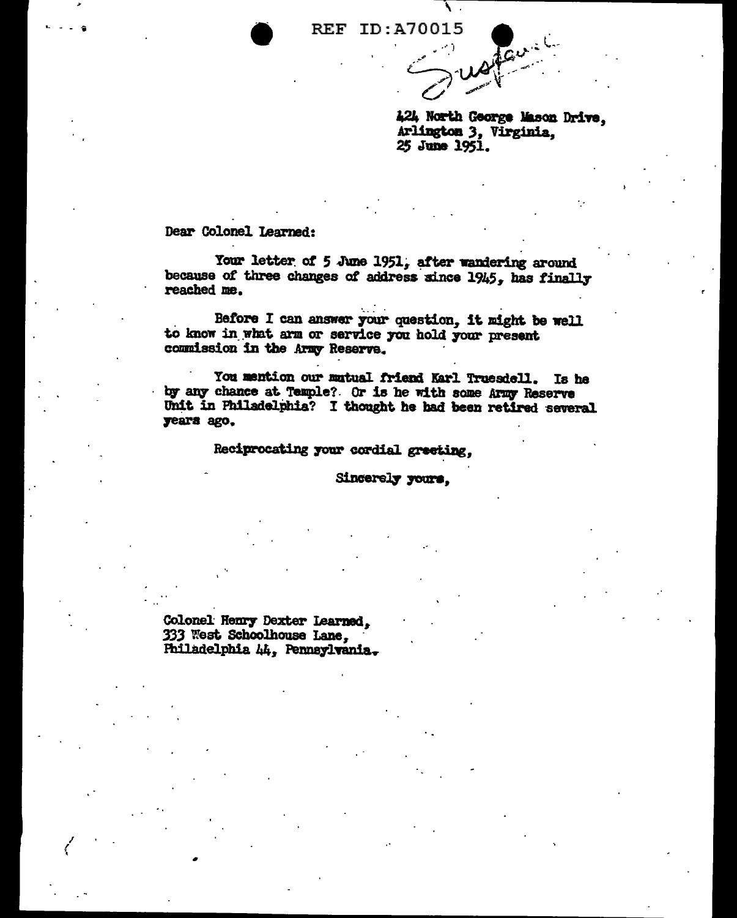REF ID:A70015

Suspense

424 North George Mason Drive,
Arlington 3, Virginia,
25 June 1951.

Dear Colonel Learned:

Your letter of 5 June 1951, after wandering around because of three changes of address since 1945, has finally reached me.

Before I can answer your question, it might be well to know in what arm or service you hold your present commission in the Army Reserve.

You mention our mutual friend Karl Truesdell. Is he by any chance at Temple? Or is he with some Army Reserve Unit in Philadelphia? I thought he had been retired several years ago.

Reciprocating your cordial greeting,

Sincerely yours,

Colonel Henry Dexter Learned,
333 West Schoolhouse Lane,
Philadelphia 44, Pennsylvania.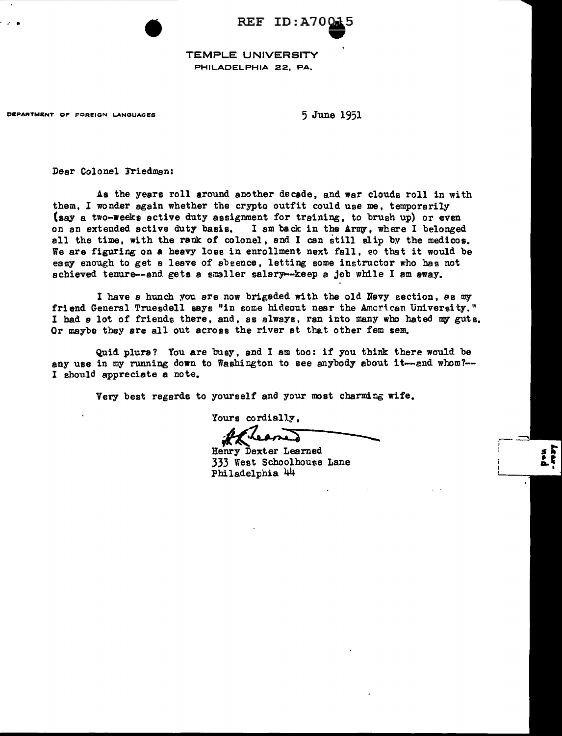REF ID:A70015

TEMPLE UNIVERSITY
PHILADELPHIA 22, PA.

DEPARTMENT OF FOREIGN LANGUAGES

5 June 1951

Dear Colonel Friedman:

As the years roll around another decade, and war clouds roll in with them, I wonder again whether the crypto outfit could use me, temporarily (say a two-weeks active duty assignment for training, to brush up) or even on an extended active duty basis. I am back in the Army, where I belonged all the time, with the rank of colonel, and I can still slip by the medicos. We are figuring on a heavy loss in enrollment next fall, so that it would be easy enough to get a leave of absence, letting some instructor who has not achieved tenure--and gets a smaller salary--keep a job while I am away.

I have a hunch you are now brigaded with the old Navy section, as my friend General Truesdell says "in some hideout near the American University." I had a lot of friends there, and, as always, ran into many who hated my guts. Or maybe they are all out across the river at that other fem sem.

Quid plura? You are busy, and I am too: if you think there would be any use in my running down to Washington to see anybody about it--and whom?--I should appreciate a note.

Very best regards to yourself and your most charming wife.

Yours cordially,

H. D. Learned

Henry Dexter Learned
333 West Schoolhouse Lane
Philadelphia 44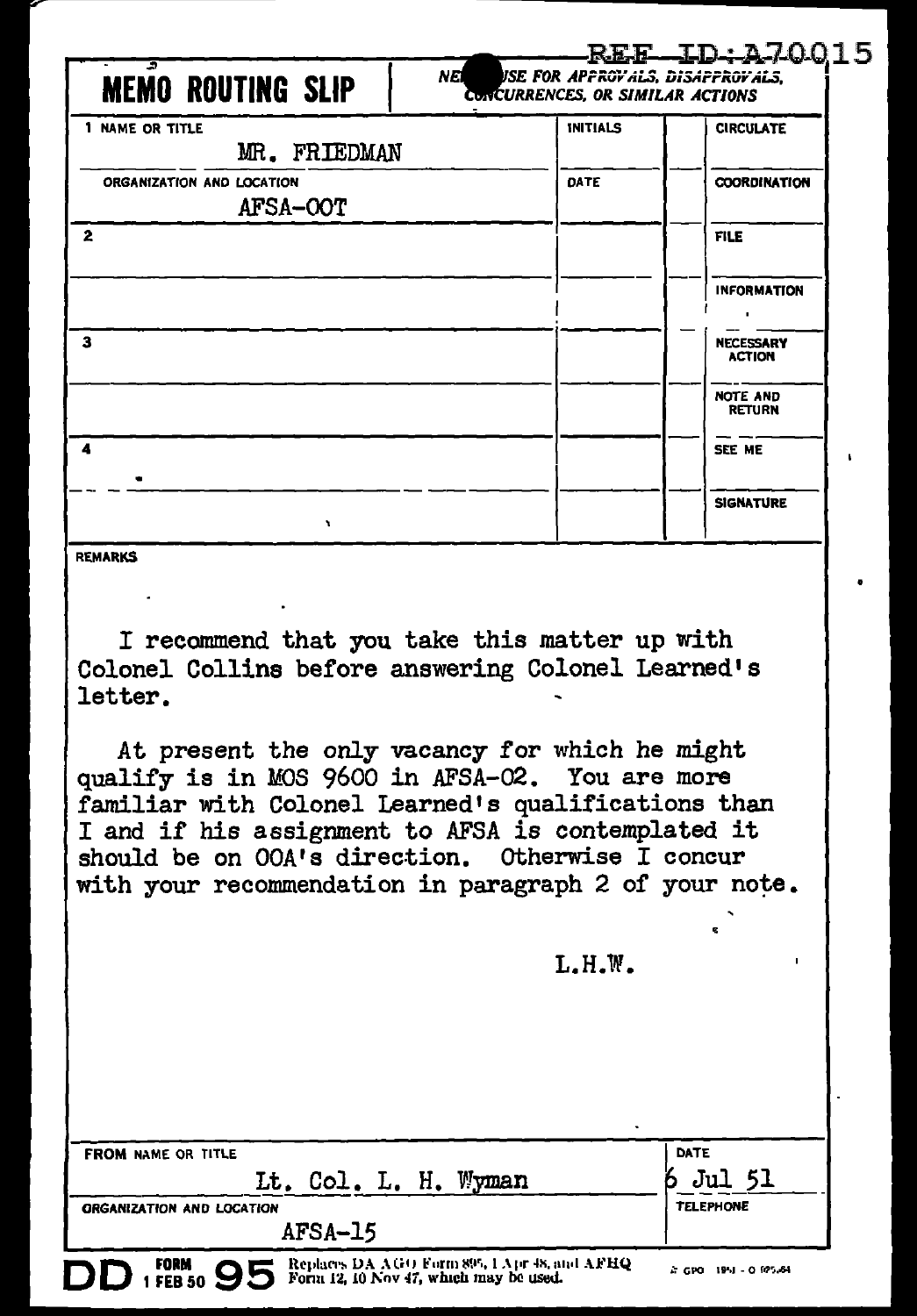REF ID:A70015

# MEMO ROUTING SLIP

NEVER USE FOR APPROVALS, DISAPPROVALS, CONCURRENCES, OR SIMILAR ACTIONS

| | NAME OR TITLE | INITIALS | | |
|---|---|---|---|---|
| 1 | MR. FRIEDMAN | | | CIRCULATE |
| | ORGANIZATION AND LOCATION: AFSA-OOT | DATE | | COORDINATION |
| 2 | | | | FILE |
| | | | | INFORMATION |
| 3 | | | | NECESSARY ACTION |
| | | | | NOTE AND RETURN |
| 4 | | | | SEE ME |
| | | | | SIGNATURE |

REMARKS

I recommend that you take this matter up with Colonel Collins before answering Colonel Learned's letter.

At present the only vacancy for which he might qualify is in MOS 9600 in AFSA-02. You are more familiar with Colonel Learned's qualifications than I and if his assignment to AFSA is contemplated it should be on OOA's direction. Otherwise I concur with your recommendation in paragraph 2 of your note.

L.H.W.

| FROM NAME OR TITLE | DATE |
|---|---|
| Lt. Col. L. H. Wyman | 6 Jul 51 |
| ORGANIZATION AND LOCATION | TELEPHONE |
| AFSA-15 | |

DD FORM 1 FEB 50 95 Replaces DA AGO Form 895, 1 Apr 48, and AFHQ Form 12, 10 Nov 47, which may be used.

GPO 1951 - O 925,64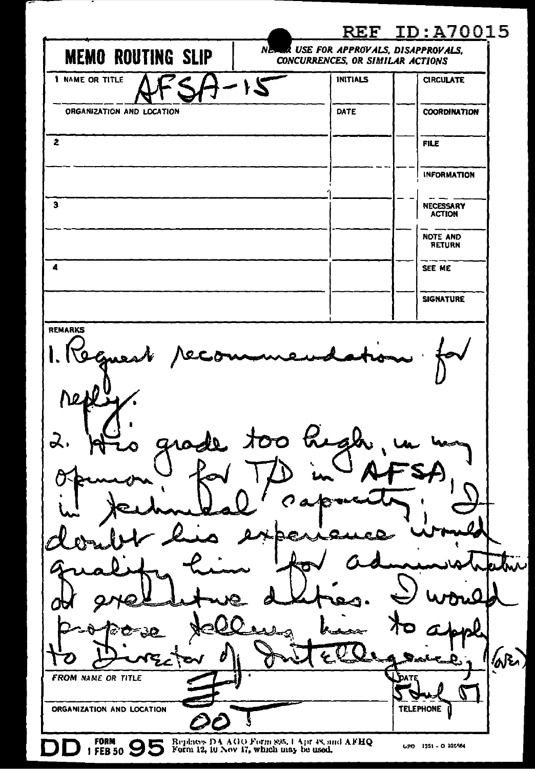REF ID:A70015

**MEMO ROUTING SLIP** | NEVER USE FOR APPROVALS, DISAPPROVALS, CONCURRENCES, OR SIMILAR ACTIONS

| 1 NAME OR TITLE | INITIALS | | CIRCULATE |
|---|---|---|---|
| AFSA-15 | | | |
| ORGANIZATION AND LOCATION | DATE | | COORDINATION |
| 2 | | | FILE |
| | | | INFORMATION |
| 3 | | | NECESSARY ACTION |
| | | | NOTE AND RETURN |
| 4 | | | SEE ME |
| | | | SIGNATURE |

REMARKS

1. Request recommendation for reply.

2. His grade too high, in my opinion, for T/D in AFSA, in technical capacity; I doubt his experience would qualify him for administrative or executive duties. I would propose telling him to apply to Director of Intelligence, (AF)

FROM NAME OR TITLE: [signature]

DATE: 5 Jul 51

ORGANIZATION AND LOCATION: OOT

TELEPHONE

DD FORM 1 FEB 50 95 Replaces DA AGO Form 895, 1 Apr 48, and AFHQ Form 12, 10 Nov 47, which may be used.

GPO 1951 - O 926564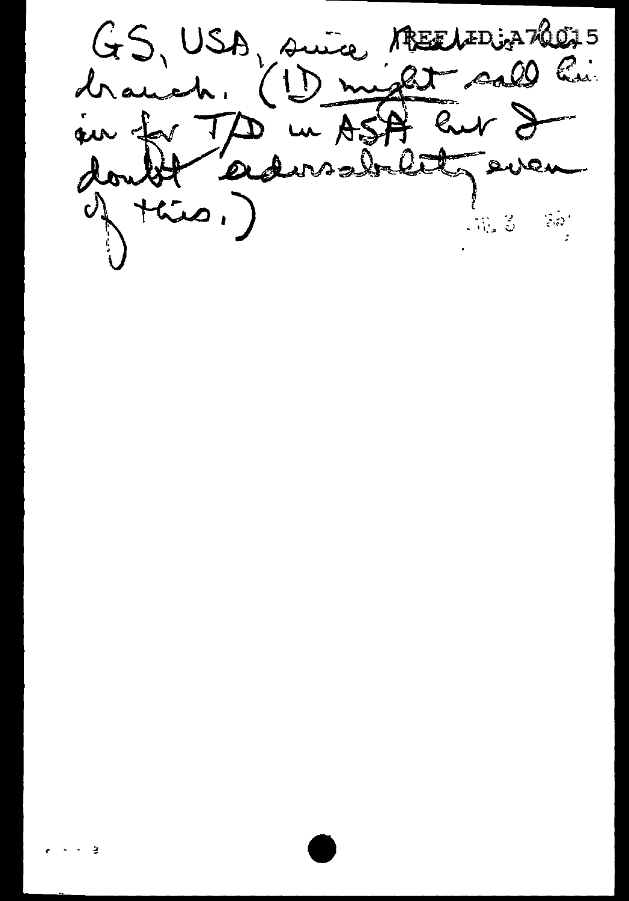GS, USA, since that is his branch. (I) might call him in for T/D in ASA but I doubt advisability even of this.)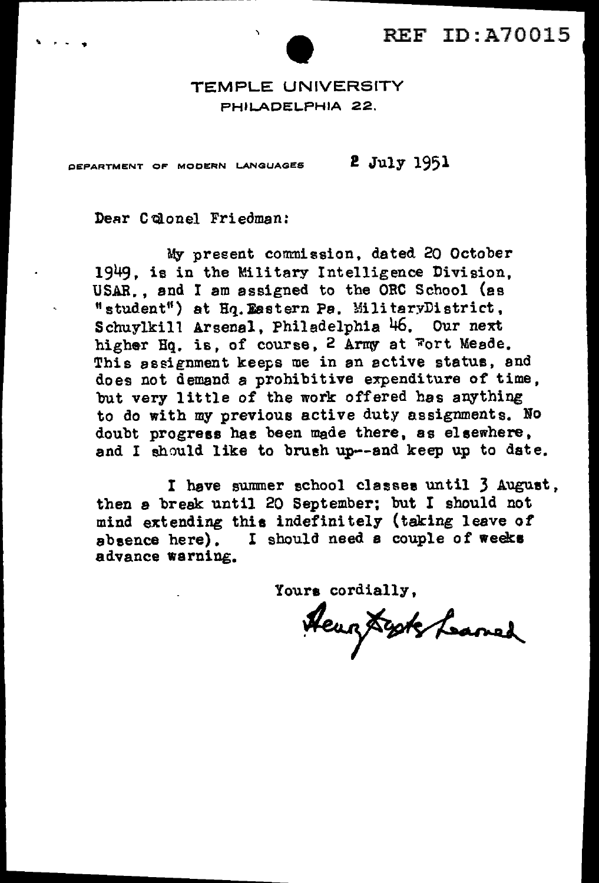REF ID:A70015

TEMPLE UNIVERSITY
PHILADELPHIA 22.

DEPARTMENT OF MODERN LANGUAGES

2 July 1951

Dear Colonel Friedman:

My present commission, dated 20 October 1949, is in the Military Intelligence Division, USAR., and I am assigned to the ORC School (as "student") at Hq. Eastern Pa. MilitaryDistrict, Schuylkill Arsenal, Philadelphia 46. Our next higher Hq. is, of course, 2 Army at Fort Meade. This assignment keeps me in an active status, and does not demand a prohibitive expenditure of time, but very little of the work offered has anything to do with my previous active duty assignments. No doubt progress has been made there, as elsewhere, and I should like to brush up--and keep up to date.

I have summer school classes until 3 August, then a break until 20 September; but I should not mind extending this indefinitely (taking leave of absence here). I should need a couple of weeks advance warning.

Yours cordially,

Henry Boyle Learned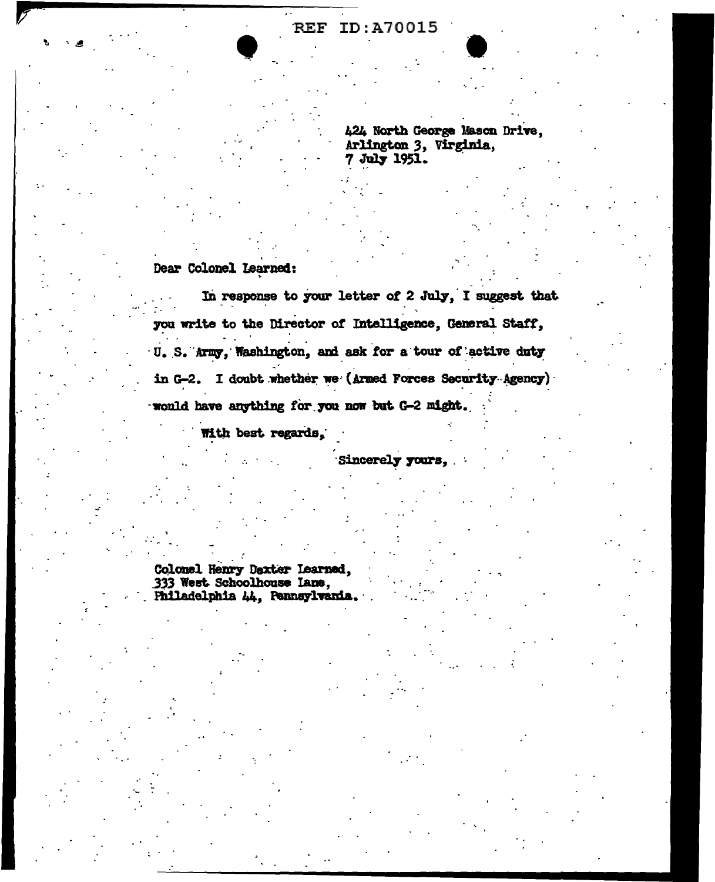424 North George Mason Drive,
Arlington 3, Virginia,
7 July 1951.

Dear Colonel Learned:

In response to your letter of 2 July, I suggest that you write to the Director of Intelligence, General Staff, U. S. Army, Washington, and ask for a tour of active duty in G-2. I doubt whether we (Armed Forces Security Agency) would have anything for you now but G-2 might.

With best regards,

Sincerely yours,

Colonel Henry Dexter Learned,
333 West Schoolhouse Lane,
Philadelphia 44, Pennsylvania.